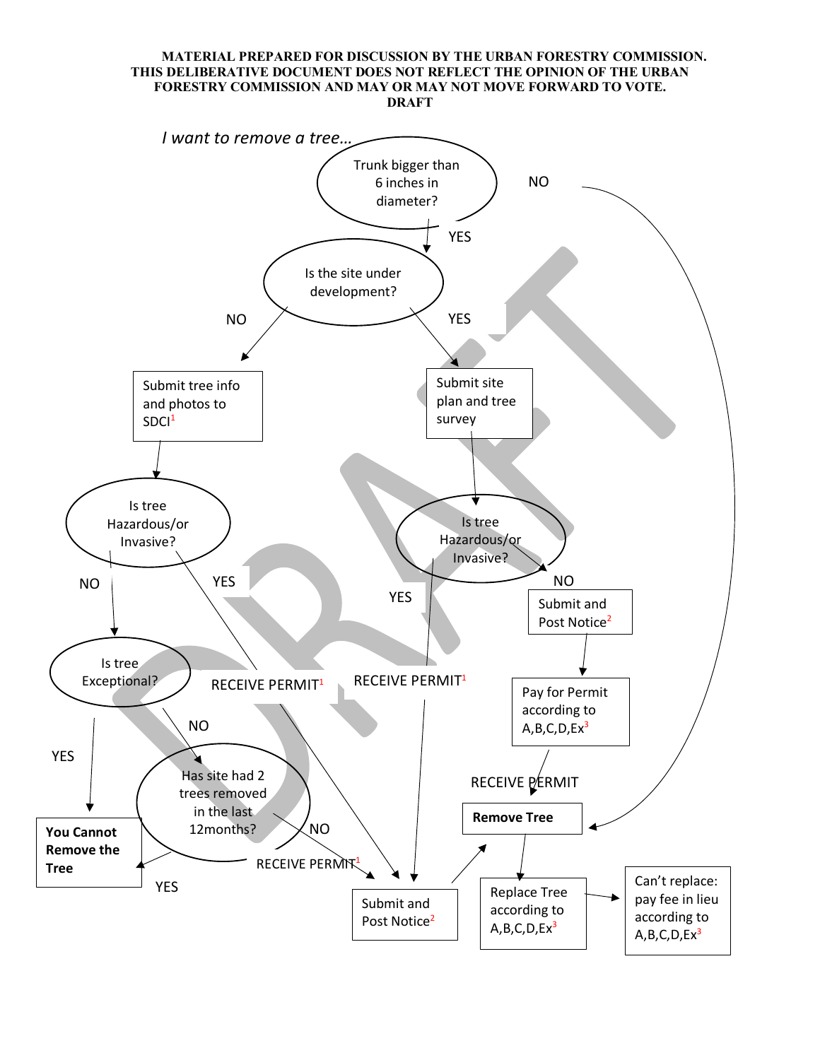**MATERIAL PREPARED FOR DISCUSSION BY THE URBAN FORESTRY COMMISSION. THIS DELIBERATIVE DOCUMENT DOES NOT REFLECT THE OPINION OF THE URBAN FORESTRY COMMISSION AND MAY OR MAY NOT MOVE FORWARD TO VOTE.**

**DRAFT**

*I want to remove a tree…*

- **Trunk bigger than 6 inches in diameter?**
  - NO → **Remove Tree**
  - YES → **Is the site under development?**
    - NO → Submit tree info and photos to SDCI[1] → **Is tree Hazardous/or Invasive?**
      - YES → RECEIVE PERMIT[1] → Submit and Post Notice[2] → **Remove Tree**
      - NO → **Is tree Exceptional?**
        - YES → **You Cannot Remove the Tree**
        - NO → **Has site had 2 trees removed in the last 12months?**
          - YES → **You Cannot Remove the Tree**
          - NO → RECEIVE PERMIT[1] → Submit and Post Notice[2] → **Remove Tree**
    - YES → Submit site plan and tree survey → **Is tree Hazardous/or Invasive?**
      - YES → RECEIVE PERMIT[1] → Submit and Post Notice[2] → **Remove Tree**
      - NO → Submit and Post Notice[2] → Pay for Permit according to A,B,C,D,Ex[3] → RECEIVE PERMIT → **Remove Tree**

**Remove Tree** → Replace Tree according to A,B,C,D,Ex[3] → Can't replace: pay fee in lieu according to A,B,C,D,Ex[3]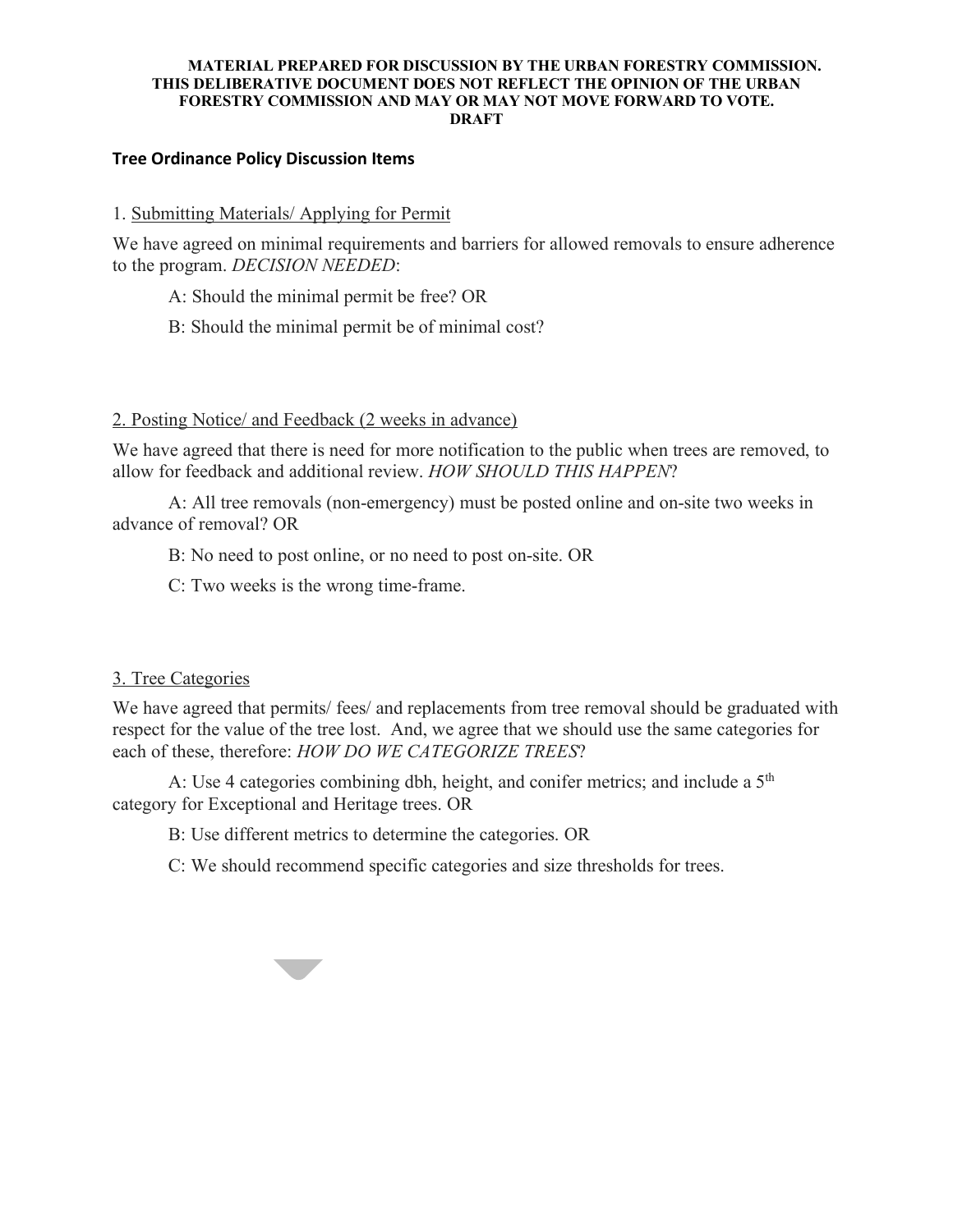**MATERIAL PREPARED FOR DISCUSSION BY THE URBAN FORESTRY COMMISSION. THIS DELIBERATIVE DOCUMENT DOES NOT REFLECT THE OPINION OF THE URBAN FORESTRY COMMISSION AND MAY OR MAY NOT MOVE FORWARD TO VOTE. DRAFT**

## Tree Ordinance Policy Discussion Items

1. Submitting Materials/ Applying for Permit

We have agreed on minimal requirements and barriers for allowed removals to ensure adherence to the program. *DECISION NEEDED*:

A: Should the minimal permit be free? OR

B: Should the minimal permit be of minimal cost?

2. Posting Notice/ and Feedback (2 weeks in advance)

We have agreed that there is need for more notification to the public when trees are removed, to allow for feedback and additional review. *HOW SHOULD THIS HAPPEN*?

A: All tree removals (non-emergency) must be posted online and on-site two weeks in advance of removal? OR

B: No need to post online, or no need to post on-site. OR

C: Two weeks is the wrong time-frame.

3. Tree Categories

We have agreed that permits/ fees/ and replacements from tree removal should be graduated with respect for the value of the tree lost. And, we agree that we should use the same categories for each of these, therefore: *HOW DO WE CATEGORIZE TREES*?

A: Use 4 categories combining dbh, height, and conifer metrics; and include a 5th category for Exceptional and Heritage trees. OR

B: Use different metrics to determine the categories. OR

C: We should recommend specific categories and size thresholds for trees.